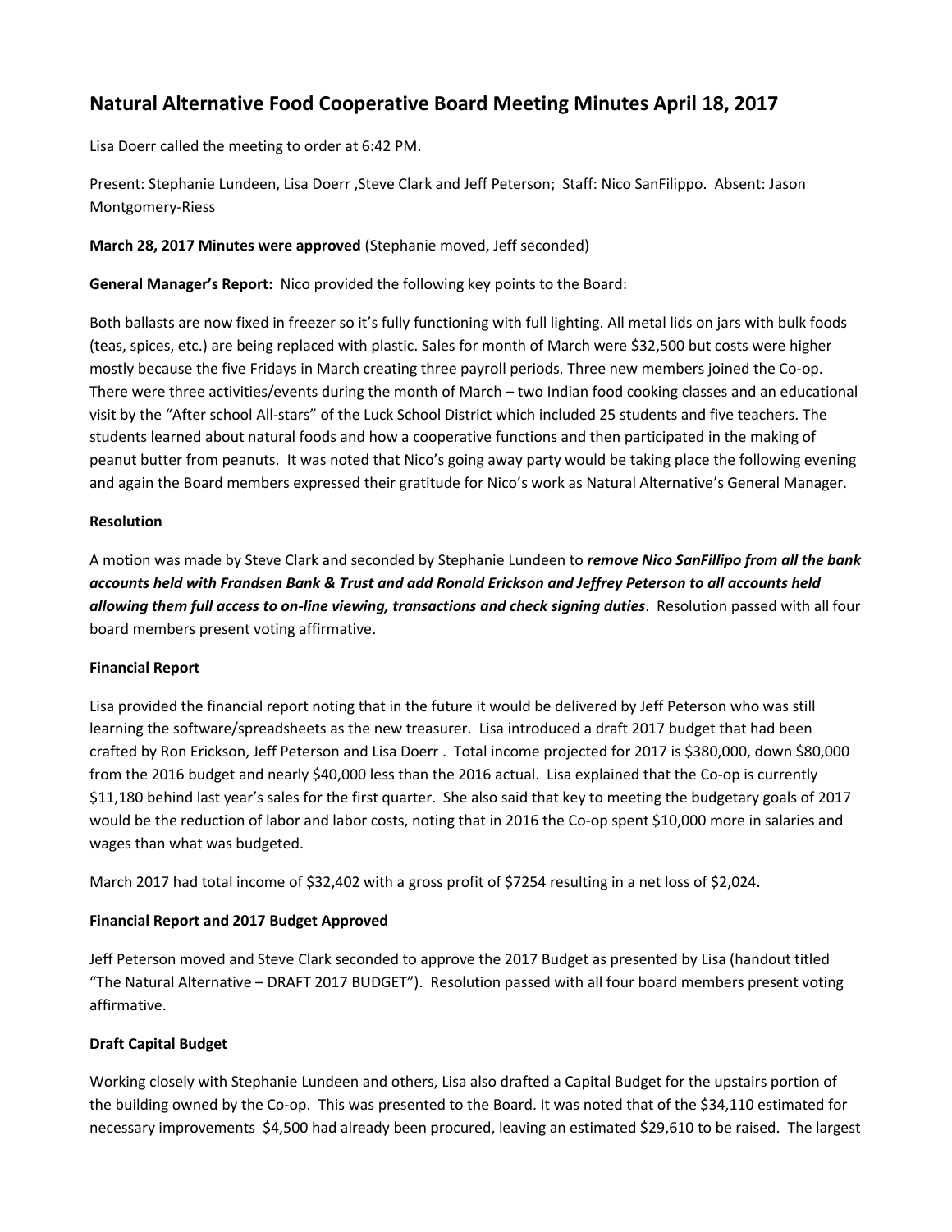# Natural Alternative Food Cooperative Board Meeting Minutes April 18, 2017

Lisa Doerr called the meeting to order at 6:42 PM.

Present: Stephanie Lundeen, Lisa Doerr ,Steve Clark and Jeff Peterson; Staff: Nico SanFilippo. Absent: Jason Montgomery-Riess

**March 28, 2017 Minutes were approved** (Stephanie moved, Jeff seconded)

**General Manager's Report:** Nico provided the following key points to the Board:

Both ballasts are now fixed in freezer so it's fully functioning with full lighting. All metal lids on jars with bulk foods (teas, spices, etc.) are being replaced with plastic. Sales for month of March were $32,500 but costs were higher mostly because the five Fridays in March creating three payroll periods. Three new members joined the Co-op. There were three activities/events during the month of March – two Indian food cooking classes and an educational visit by the "After school All-stars" of the Luck School District which included 25 students and five teachers. The students learned about natural foods and how a cooperative functions and then participated in the making of peanut butter from peanuts. It was noted that Nico's going away party would be taking place the following evening and again the Board members expressed their gratitude for Nico's work as Natural Alternative's General Manager.

**Resolution**

A motion was made by Steve Clark and seconded by Stephanie Lundeen to ***remove Nico SanFillipo from all the bank accounts held with Frandsen Bank & Trust and add Ronald Erickson and Jeffrey Peterson to all accounts held allowing them full access to on-line viewing, transactions and check signing duties***. Resolution passed with all four board members present voting affirmative.

**Financial Report**

Lisa provided the financial report noting that in the future it would be delivered by Jeff Peterson who was still learning the software/spreadsheets as the new treasurer. Lisa introduced a draft 2017 budget that had been crafted by Ron Erickson, Jeff Peterson and Lisa Doerr . Total income projected for 2017 is $380,000, down $80,000 from the 2016 budget and nearly $40,000 less than the 2016 actual. Lisa explained that the Co-op is currently $11,180 behind last year's sales for the first quarter. She also said that key to meeting the budgetary goals of 2017 would be the reduction of labor and labor costs, noting that in 2016 the Co-op spent $10,000 more in salaries and wages than what was budgeted.

March 2017 had total income of $32,402 with a gross profit of $7254 resulting in a net loss of $2,024.

**Financial Report and 2017 Budget Approved**

Jeff Peterson moved and Steve Clark seconded to approve the 2017 Budget as presented by Lisa (handout titled "The Natural Alternative – DRAFT 2017 BUDGET"). Resolution passed with all four board members present voting affirmative.

**Draft Capital Budget**

Working closely with Stephanie Lundeen and others, Lisa also drafted a Capital Budget for the upstairs portion of the building owned by the Co-op. This was presented to the Board. It was noted that of the $34,110 estimated for necessary improvements $4,500 had already been procured, leaving an estimated $29,610 to be raised. The largest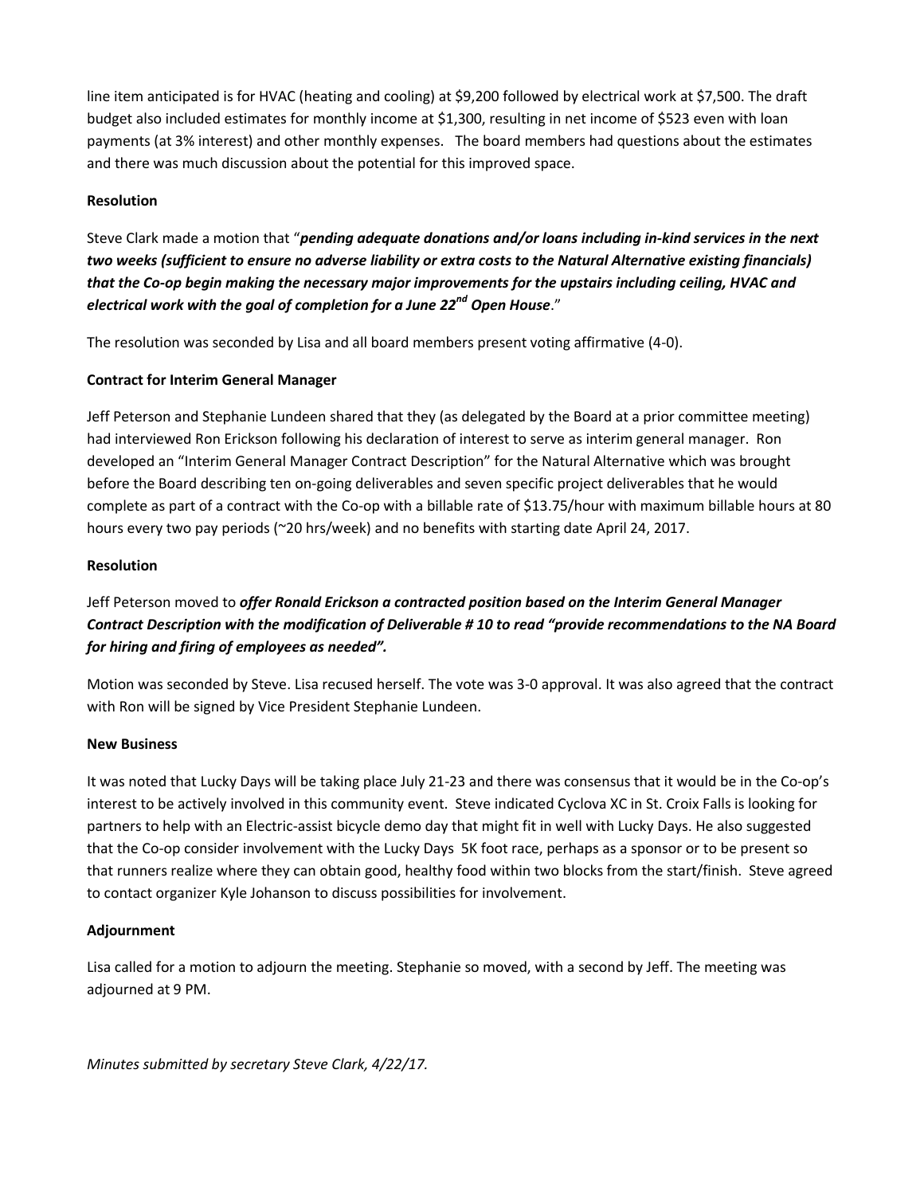line item anticipated is for HVAC (heating and cooling) at $9,200 followed by electrical work at $7,500. The draft budget also included estimates for monthly income at $1,300, resulting in net income of $523 even with loan payments (at 3% interest) and other monthly expenses. The board members had questions about the estimates and there was much discussion about the potential for this improved space.

**Resolution**

Steve Clark made a motion that "***pending adequate donations and/or loans including in-kind services in the next two weeks (sufficient to ensure no adverse liability or extra costs to the Natural Alternative existing financials) that the Co-op begin making the necessary major improvements for the upstairs including ceiling, HVAC and electrical work with the goal of completion for a June 22nd Open House***."

The resolution was seconded by Lisa and all board members present voting affirmative (4-0).

**Contract for Interim General Manager**

Jeff Peterson and Stephanie Lundeen shared that they (as delegated by the Board at a prior committee meeting) had interviewed Ron Erickson following his declaration of interest to serve as interim general manager. Ron developed an "Interim General Manager Contract Description" for the Natural Alternative which was brought before the Board describing ten on-going deliverables and seven specific project deliverables that he would complete as part of a contract with the Co-op with a billable rate of $13.75/hour with maximum billable hours at 80 hours every two pay periods (~20 hrs/week) and no benefits with starting date April 24, 2017.

**Resolution**

Jeff Peterson moved to ***offer Ronald Erickson a contracted position based on the Interim General Manager Contract Description with the modification of Deliverable # 10 to read "provide recommendations to the NA Board for hiring and firing of employees as needed".***

Motion was seconded by Steve. Lisa recused herself. The vote was 3-0 approval. It was also agreed that the contract with Ron will be signed by Vice President Stephanie Lundeen.

**New Business**

It was noted that Lucky Days will be taking place July 21-23 and there was consensus that it would be in the Co-op's interest to be actively involved in this community event. Steve indicated Cyclova XC in St. Croix Falls is looking for partners to help with an Electric-assist bicycle demo day that might fit in well with Lucky Days. He also suggested that the Co-op consider involvement with the Lucky Days 5K foot race, perhaps as a sponsor or to be present so that runners realize where they can obtain good, healthy food within two blocks from the start/finish. Steve agreed to contact organizer Kyle Johanson to discuss possibilities for involvement.

**Adjournment**

Lisa called for a motion to adjourn the meeting. Stephanie so moved, with a second by Jeff. The meeting was adjourned at 9 PM.

*Minutes submitted by secretary Steve Clark, 4/22/17.*